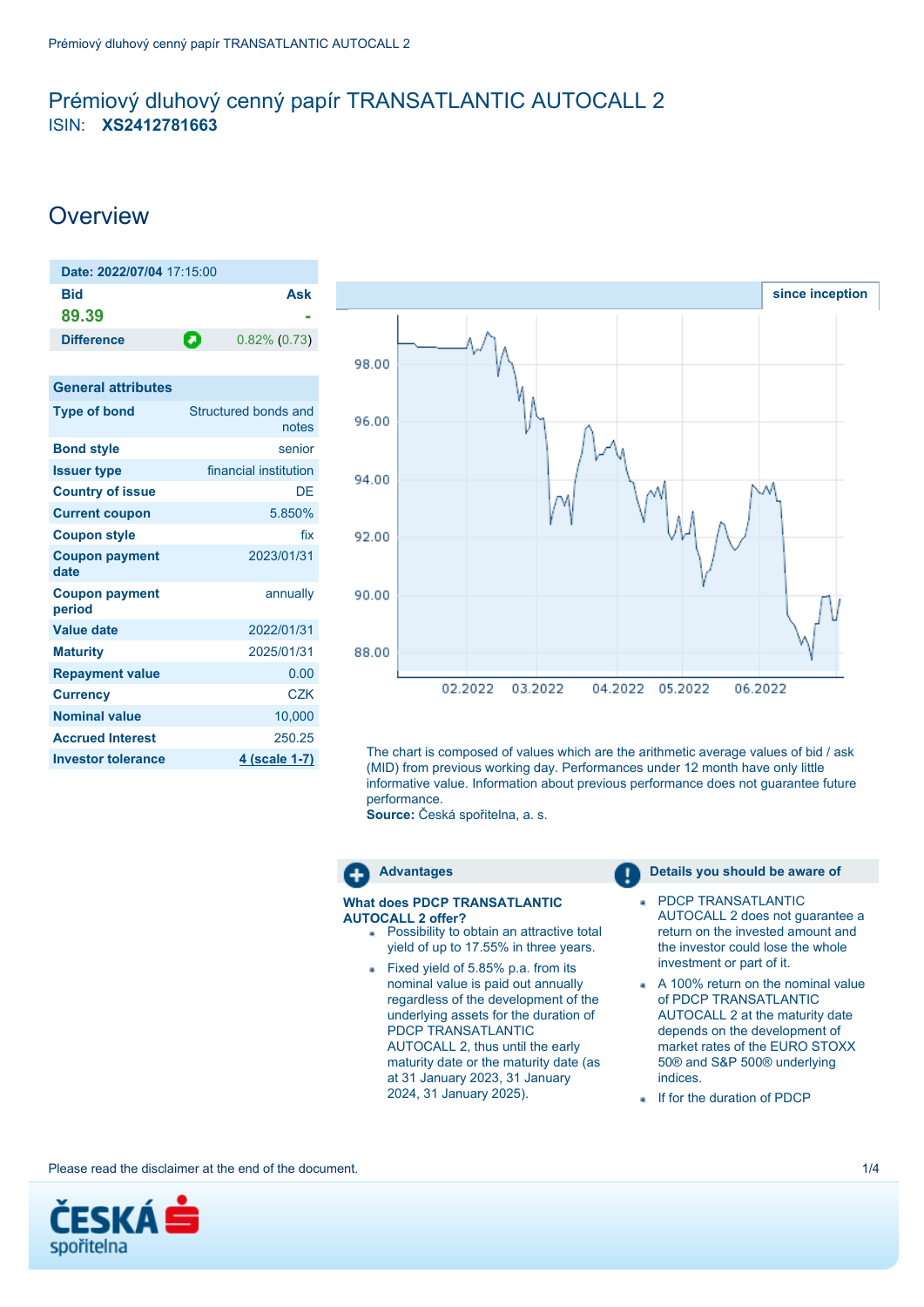# Prémiový dluhový cenný papír TRANSATLANTIC AUTOCALL 2

ISIN: **XS2412781663**

## Overview

| Date: 2022/07/04 17:15:00 | |
|---|---|
| **Bid** | **Ask** |
| 89.39 | - |
| **Difference** | 0.82% (0.73) |

| General attributes | |
|---|---|
| **Type of bond** | Structured bonds and notes |
| **Bond style** | senior |
| **Issuer type** | financial institution |
| **Country of issue** | DE |
| **Current coupon** | 5.850% |
| **Coupon style** | fix |
| **Coupon payment date** | 2023/01/31 |
| **Coupon payment period** | annually |
| **Value date** | 2022/01/31 |
| **Maturity** | 2025/01/31 |
| **Repayment value** | 0.00 |
| **Currency** | CZK |
| **Nominal value** | 10,000 |
| **Accrued Interest** | 250.25 |
| **Investor tolerance** | 4 (scale 1-7) |

since inception

The chart is composed of values which are the arithmetic average values of bid / ask (MID) from previous working day. Performances under 12 month have only little informative value. Information about previous performance does not guarantee future performance.
**Source:** Česká spořitelna, a. s.

### Advantages

**What does PDCP TRANSATLANTIC AUTOCALL 2 offer?**

- Possibility to obtain an attractive total yield of up to 17.55% in three years.
- Fixed yield of 5.85% p.a. from its nominal value is paid out annually regardless of the development of the underlying assets for the duration of PDCP TRANSATLANTIC AUTOCALL 2, thus until the early maturity date or the maturity date (as at 31 January 2023, 31 January 2024, 31 January 2025).

### Details you should be aware of

- PDCP TRANSATLANTIC AUTOCALL 2 does not guarantee a return on the invested amount and the investor could lose the whole investment or part of it.
- A 100% return on the nominal value of PDCP TRANSATLANTIC AUTOCALL 2 at the maturity date depends on the development of market rates of the EURO STOXX 50® and S&P 500® underlying indices.
- If for the duration of PDCP

Please read the disclaimer at the end of the document.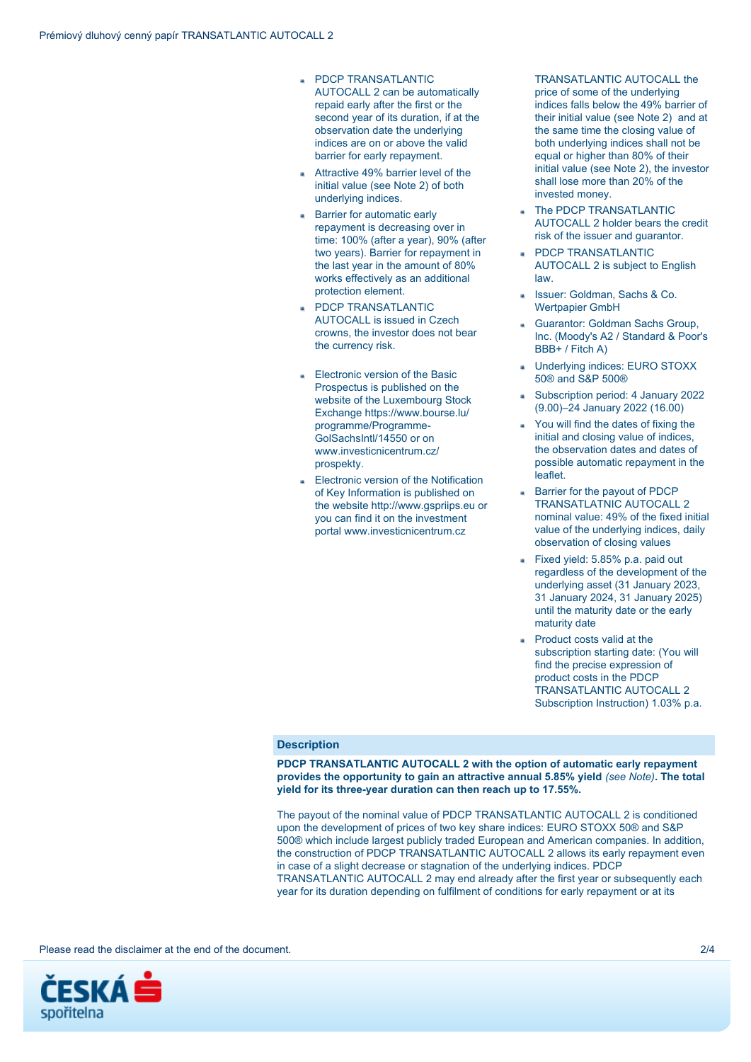- PDCP TRANSATLANTIC AUTOCALL 2 can be automatically repaid early after the first or the second year of its duration, if at the observation date the underlying indices are on or above the valid barrier for early repayment.
- Attractive 49% barrier level of the initial value (see Note 2) of both underlying indices.
- Barrier for automatic early repayment is decreasing over in time: 100% (after a year), 90% (after two years). Barrier for repayment in the last year in the amount of 80% works effectively as an additional protection element.
- PDCP TRANSATLANTIC AUTOCALL is issued in Czech crowns, the investor does not bear the currency risk.

- Electronic version of the Basic Prospectus is published on the website of the Luxembourg Stock Exchange https://www.bourse.lu/programme/Programme-GolSachsIntl/14550 or on www.investicnicentrum.cz/prospekty.
- Electronic version of the Notification of Key Information is published on the website http://www.gspriips.eu or you can find it on the investment portal www.investicnicentrum.cz

TRANSATLANTIC AUTOCALL the price of some of the underlying indices falls below the 49% barrier of their initial value (see Note 2) and at the same time the closing value of both underlying indices shall not be equal or higher than 80% of their initial value (see Note 2), the investor shall lose more than 20% of the invested money.

- The PDCP TRANSATLANTIC AUTOCALL 2 holder bears the credit risk of the issuer and guarantor.
- PDCP TRANSATLANTIC AUTOCALL 2 is subject to English law.
- Issuer: Goldman, Sachs & Co. Wertpapier GmbH
- Guarantor: Goldman Sachs Group, Inc. (Moody's A2 / Standard & Poor's BBB+ / Fitch A)
- Underlying indices: EURO STOXX 50® and S&P 500®
- Subscription period: 4 January 2022 (9.00)–24 January 2022 (16.00)
- You will find the dates of fixing the initial and closing value of indices, the observation dates and dates of possible automatic repayment in the leaflet.
- Barrier for the payout of PDCP TRANSATLATNIC AUTOCALL 2 nominal value: 49% of the fixed initial value of the underlying indices, daily observation of closing values
- Fixed yield: 5.85% p.a. paid out regardless of the development of the underlying asset (31 January 2023, 31 January 2024, 31 January 2025) until the maturity date or the early maturity date
- Product costs valid at the subscription starting date: (You will find the precise expression of product costs in the PDCP TRANSATLANTIC AUTOCALL 2 Subscription Instruction) 1.03% p.a.

## Description

**PDCP TRANSATLANTIC AUTOCALL 2 with the option of automatic early repayment provides the opportunity to gain an attractive annual 5.85% yield** *(see Note)*. **The total yield for its three-year duration can then reach up to 17.55%.**

The payout of the nominal value of PDCP TRANSATLANTIC AUTOCALL 2 is conditioned upon the development of prices of two key share indices: EURO STOXX 50® and S&P 500® which include largest publicly traded European and American companies. In addition, the construction of PDCP TRANSATLANTIC AUTOCALL 2 allows its early repayment even in case of a slight decrease or stagnation of the underlying indices. PDCP TRANSATLANTIC AUTOCALL 2 may end already after the first year or subsequently each year for its duration depending on fulfilment of conditions for early repayment or at its

Please read the disclaimer at the end of the document.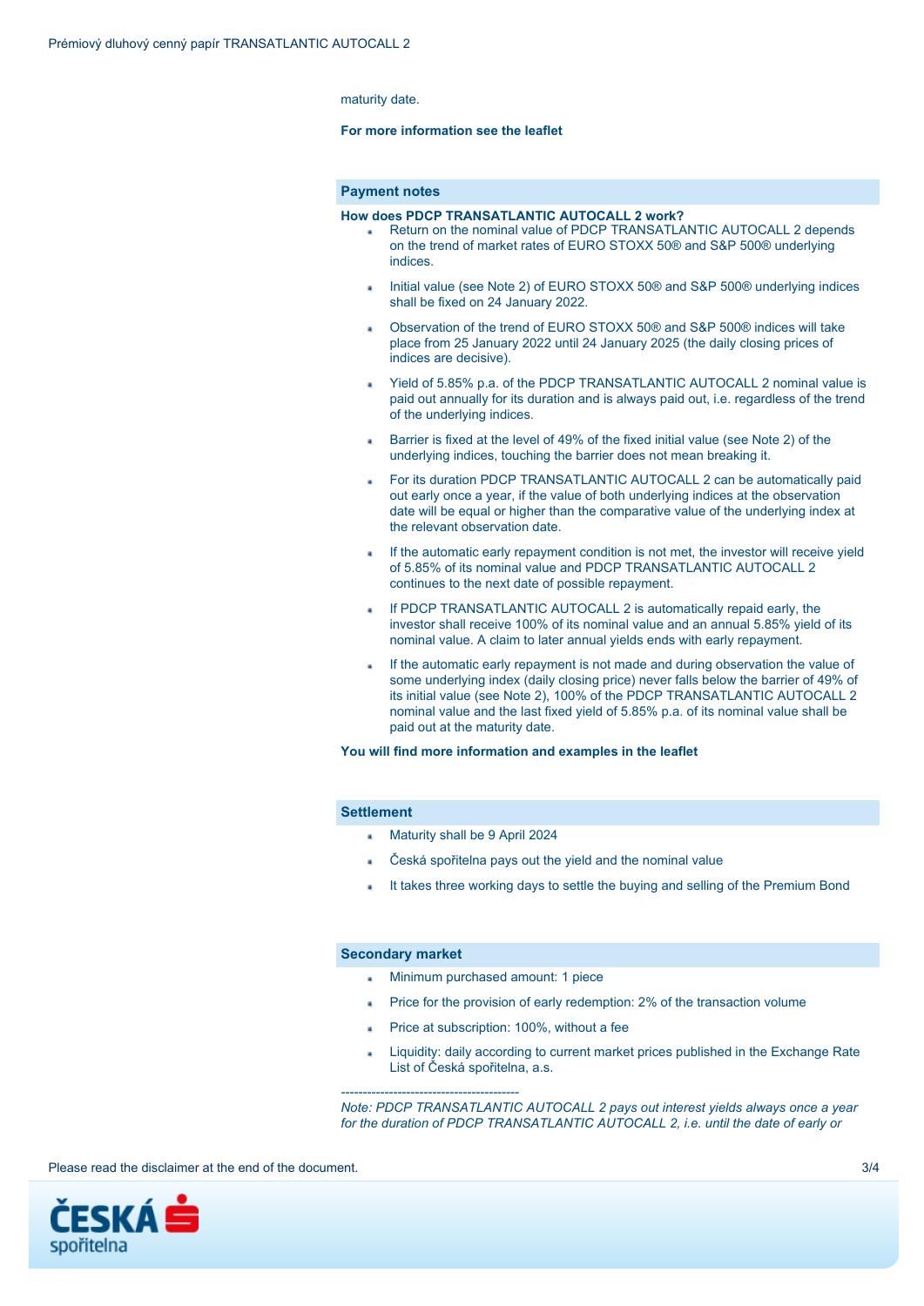maturity date.

**For more information see the leaflet**

## Payment notes

**How does PDCP TRANSATLANTIC AUTOCALL 2 work?**

- Return on the nominal value of PDCP TRANSATLANTIC AUTOCALL 2 depends on the trend of market rates of EURO STOXX 50® and S&P 500® underlying indices.
- Initial value (see Note 2) of EURO STOXX 50® and S&P 500® underlying indices shall be fixed on 24 January 2022.
- Observation of the trend of EURO STOXX 50® and S&P 500® indices will take place from 25 January 2022 until 24 January 2025 (the daily closing prices of indices are decisive).
- Yield of 5.85% p.a. of the PDCP TRANSATLANTIC AUTOCALL 2 nominal value is paid out annually for its duration and is always paid out, i.e. regardless of the trend of the underlying indices.
- Barrier is fixed at the level of 49% of the fixed initial value (see Note 2) of the underlying indices, touching the barrier does not mean breaking it.
- For its duration PDCP TRANSATLANTIC AUTOCALL 2 can be automatically paid out early once a year, if the value of both underlying indices at the observation date will be equal or higher than the comparative value of the underlying index at the relevant observation date.
- If the automatic early repayment condition is not met, the investor will receive yield of 5.85% of its nominal value and PDCP TRANSATLANTIC AUTOCALL 2 continues to the next date of possible repayment.
- If PDCP TRANSATLANTIC AUTOCALL 2 is automatically repaid early, the investor shall receive 100% of its nominal value and an annual 5.85% yield of its nominal value. A claim to later annual yields ends with early repayment.
- If the automatic early repayment is not made and during observation the value of some underlying index (daily closing price) never falls below the barrier of 49% of its initial value (see Note 2), 100% of the PDCP TRANSATLANTIC AUTOCALL 2 nominal value and the last fixed yield of 5.85% p.a. of its nominal value shall be paid out at the maturity date.

**You will find more information and examples in the leaflet**

## Settlement

- Maturity shall be 9 April 2024
- Česká spořitelna pays out the yield and the nominal value
- It takes three working days to settle the buying and selling of the Premium Bond

## Secondary market

- Minimum purchased amount: 1 piece
- Price for the provision of early redemption: 2% of the transaction volume
- Price at subscription: 100%, without a fee
- Liquidity: daily according to current market prices published in the Exchange Rate List of Česká spořitelna, a.s.

----------------------------------------

*Note: PDCP TRANSATLANTIC AUTOCALL 2 pays out interest yields always once a year for the duration of PDCP TRANSATLANTIC AUTOCALL 2, i.e. until the date of early or*

Please read the disclaimer at the end of the document.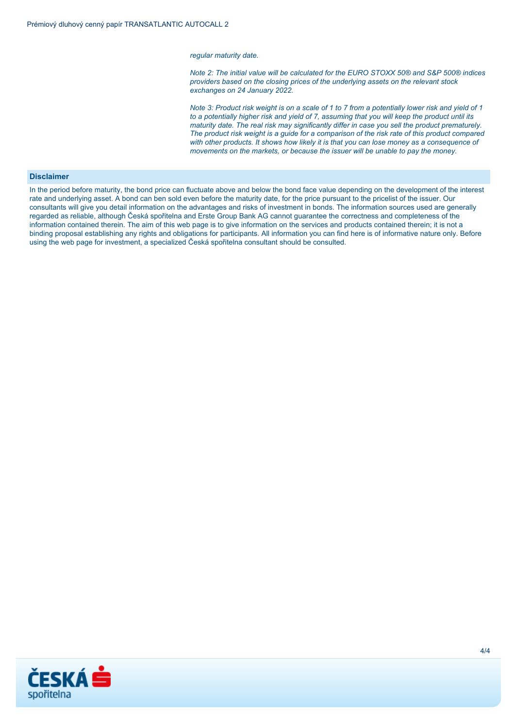*regular maturity date.*

*Note 2: The initial value will be calculated for the EURO STOXX 50® and S&P 500® indices providers based on the closing prices of the underlying assets on the relevant stock exchanges on 24 January 2022.*

*Note 3: Product risk weight is on a scale of 1 to 7 from a potentially lower risk and yield of 1 to a potentially higher risk and yield of 7, assuming that you will keep the product until its maturity date. The real risk may significantly differ in case you sell the product prematurely. The product risk weight is a guide for a comparison of the risk rate of this product compared with other products. It shows how likely it is that you can lose money as a consequence of movements on the markets, or because the issuer will be unable to pay the money.*

## Disclaimer

In the period before maturity, the bond price can fluctuate above and below the bond face value depending on the development of the interest rate and underlying asset. A bond can ben sold even before the maturity date, for the price pursuant to the pricelist of the issuer. Our consultants will give you detail information on the advantages and risks of investment in bonds. The information sources used are generally regarded as reliable, although Česká spořitelna and Erste Group Bank AG cannot guarantee the correctness and completeness of the information contained therein. The aim of this web page is to give information on the services and products contained therein; it is not a binding proposal establishing any rights and obligations for participants. All information you can find here is of informative nature only. Before using the web page for investment, a specialized Česká spořitelna consultant should be consulted.